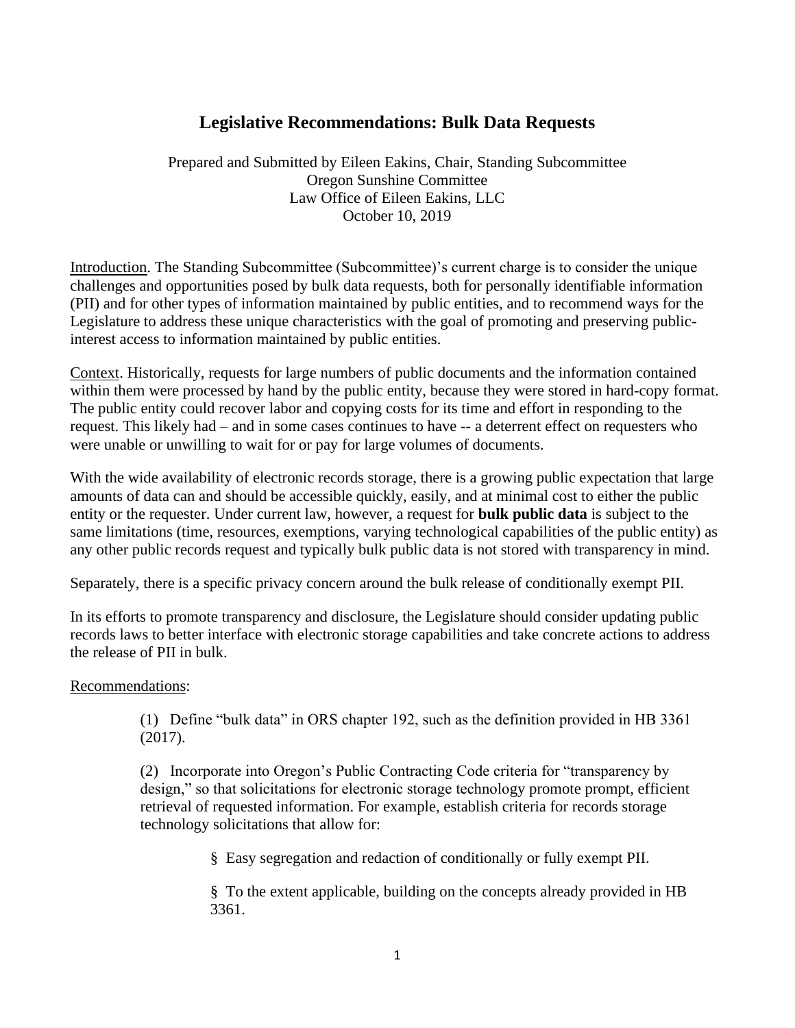# Legislative Recommendations: Bulk Data Requests

Prepared and Submitted by Eileen Eakins, Chair, Standing Subcommittee
Oregon Sunshine Committee
Law Office of Eileen Eakins, LLC
October 10, 2019

Introduction. The Standing Subcommittee (Subcommittee)'s current charge is to consider the unique challenges and opportunities posed by bulk data requests, both for personally identifiable information (PII) and for other types of information maintained by public entities, and to recommend ways for the Legislature to address these unique characteristics with the goal of promoting and preserving public-interest access to information maintained by public entities.

Context. Historically, requests for large numbers of public documents and the information contained within them were processed by hand by the public entity, because they were stored in hard-copy format. The public entity could recover labor and copying costs for its time and effort in responding to the request. This likely had – and in some cases continues to have -- a deterrent effect on requesters who were unable or unwilling to wait for or pay for large volumes of documents.

With the wide availability of electronic records storage, there is a growing public expectation that large amounts of data can and should be accessible quickly, easily, and at minimal cost to either the public entity or the requester. Under current law, however, a request for **bulk public data** is subject to the same limitations (time, resources, exemptions, varying technological capabilities of the public entity) as any other public records request and typically bulk public data is not stored with transparency in mind.

Separately, there is a specific privacy concern around the bulk release of conditionally exempt PII.

In its efforts to promote transparency and disclosure, the Legislature should consider updating public records laws to better interface with electronic storage capabilities and take concrete actions to address the release of PII in bulk.

Recommendations:

(1) Define "bulk data" in ORS chapter 192, such as the definition provided in HB 3361 (2017).

(2) Incorporate into Oregon's Public Contracting Code criteria for "transparency by design," so that solicitations for electronic storage technology promote prompt, efficient retrieval of requested information. For example, establish criteria for records storage technology solicitations that allow for:

- Easy segregation and redaction of conditionally or fully exempt PII.
- To the extent applicable, building on the concepts already provided in HB 3361.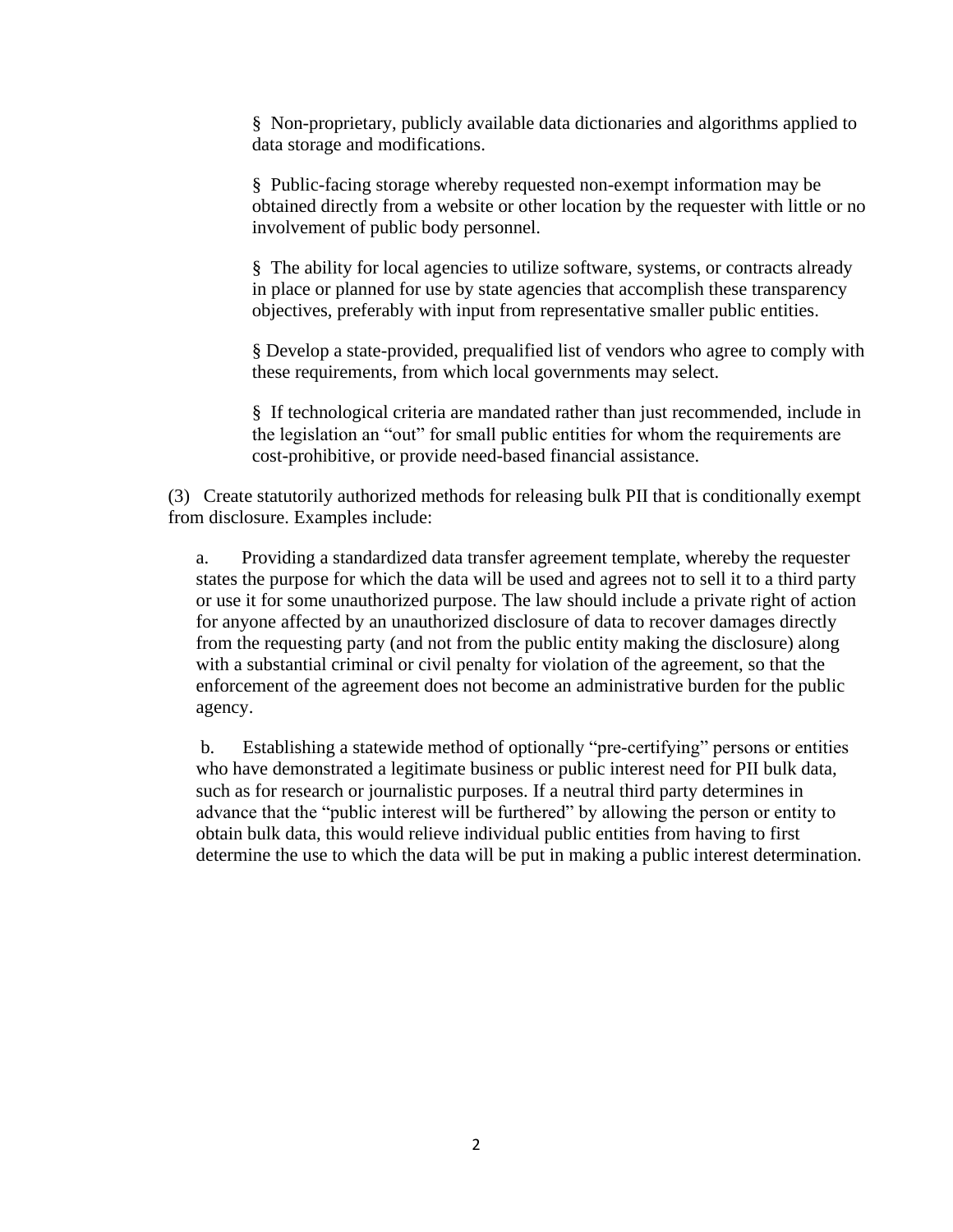§ Non-proprietary, publicly available data dictionaries and algorithms applied to data storage and modifications.

§ Public-facing storage whereby requested non-exempt information may be obtained directly from a website or other location by the requester with little or no involvement of public body personnel.

§ The ability for local agencies to utilize software, systems, or contracts already in place or planned for use by state agencies that accomplish these transparency objectives, preferably with input from representative smaller public entities.

§ Develop a state-provided, prequalified list of vendors who agree to comply with these requirements, from which local governments may select.

§ If technological criteria are mandated rather than just recommended, include in the legislation an "out" for small public entities for whom the requirements are cost-prohibitive, or provide need-based financial assistance.

(3) Create statutorily authorized methods for releasing bulk PII that is conditionally exempt from disclosure. Examples include:

a. Providing a standardized data transfer agreement template, whereby the requester states the purpose for which the data will be used and agrees not to sell it to a third party or use it for some unauthorized purpose. The law should include a private right of action for anyone affected by an unauthorized disclosure of data to recover damages directly from the requesting party (and not from the public entity making the disclosure) along with a substantial criminal or civil penalty for violation of the agreement, so that the enforcement of the agreement does not become an administrative burden for the public agency.

b. Establishing a statewide method of optionally "pre-certifying" persons or entities who have demonstrated a legitimate business or public interest need for PII bulk data, such as for research or journalistic purposes. If a neutral third party determines in advance that the "public interest will be furthered" by allowing the person or entity to obtain bulk data, this would relieve individual public entities from having to first determine the use to which the data will be put in making a public interest determination.